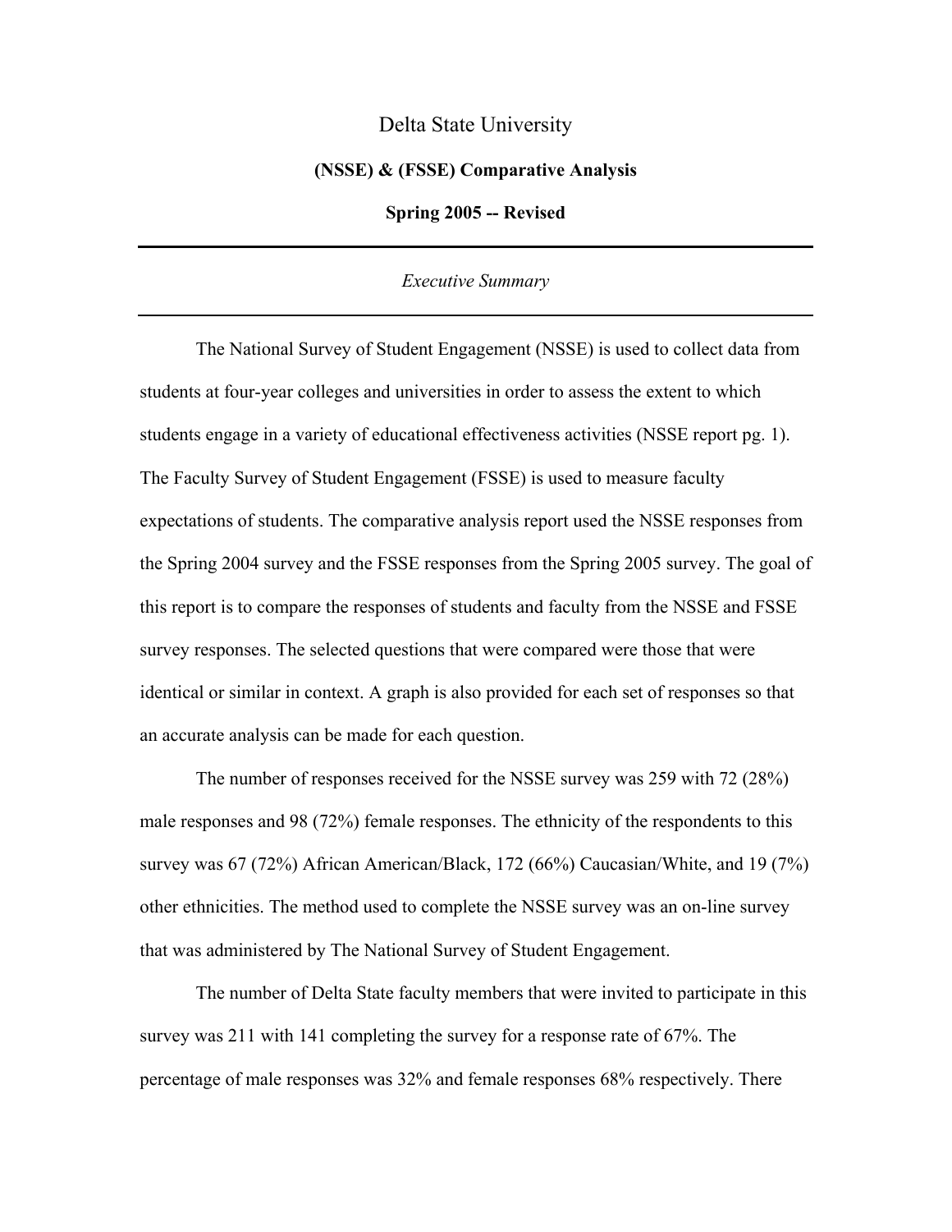# Delta State University

## (NSSE) & (FSSE) Comparative Analysis

## Spring 2005 -- Revised

---

*Executive Summary*

---

The National Survey of Student Engagement (NSSE) is used to collect data from students at four-year colleges and universities in order to assess the extent to which students engage in a variety of educational effectiveness activities (NSSE report pg. 1). The Faculty Survey of Student Engagement (FSSE) is used to measure faculty expectations of students. The comparative analysis report used the NSSE responses from the Spring 2004 survey and the FSSE responses from the Spring 2005 survey. The goal of this report is to compare the responses of students and faculty from the NSSE and FSSE survey responses. The selected questions that were compared were those that were identical or similar in context. A graph is also provided for each set of responses so that an accurate analysis can be made for each question.

The number of responses received for the NSSE survey was 259 with 72 (28%) male responses and 98 (72%) female responses. The ethnicity of the respondents to this survey was 67 (72%) African American/Black, 172 (66%) Caucasian/White, and 19 (7%) other ethnicities. The method used to complete the NSSE survey was an on-line survey that was administered by The National Survey of Student Engagement.

The number of Delta State faculty members that were invited to participate in this survey was 211 with 141 completing the survey for a response rate of 67%. The percentage of male responses was 32% and female responses 68% respectively. There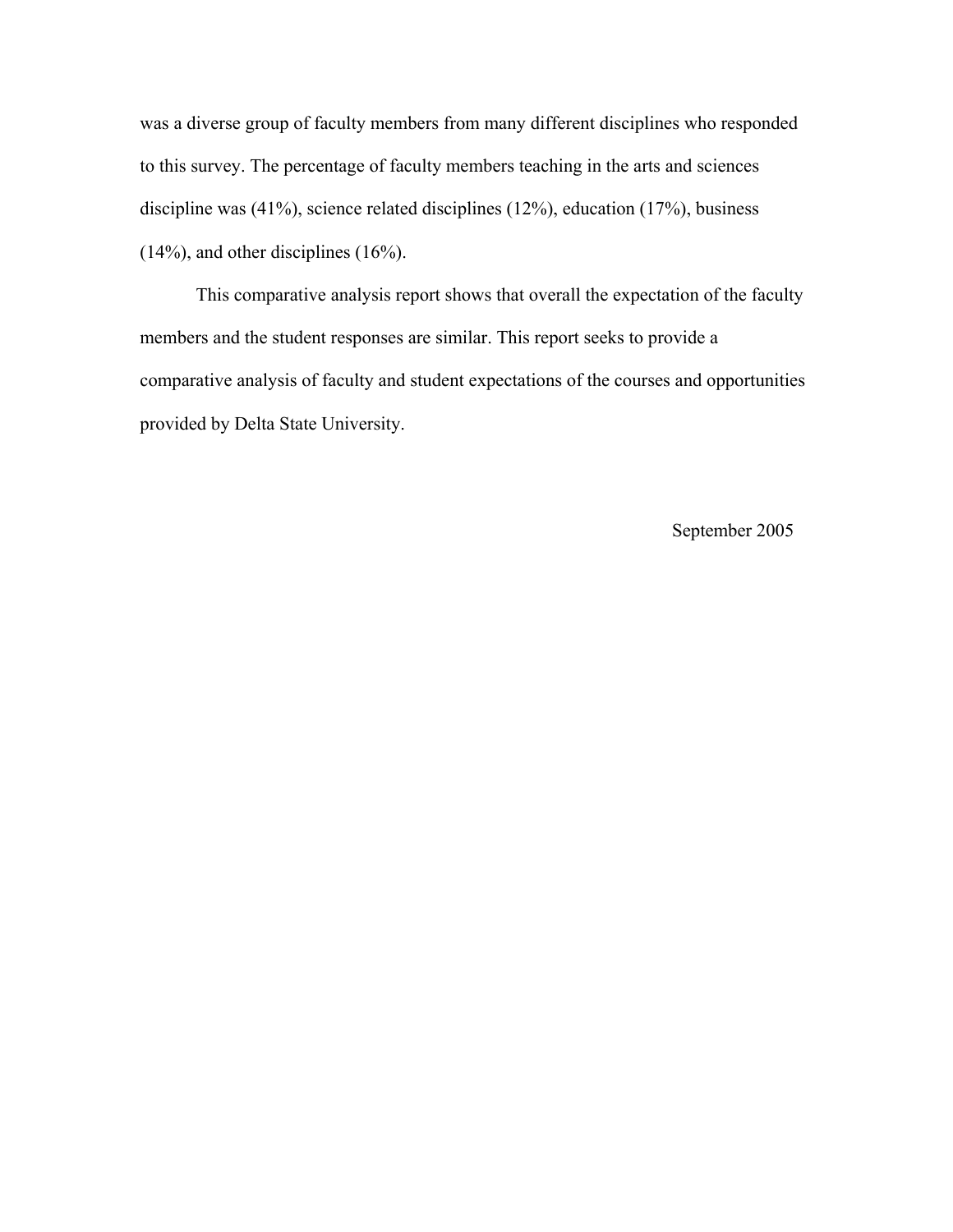was a diverse group of faculty members from many different disciplines who responded to this survey. The percentage of faculty members teaching in the arts and sciences discipline was (41%), science related disciplines (12%), education (17%), business (14%), and other disciplines (16%).

This comparative analysis report shows that overall the expectation of the faculty members and the student responses are similar. This report seeks to provide a comparative analysis of faculty and student expectations of the courses and opportunities provided by Delta State University.

September 2005